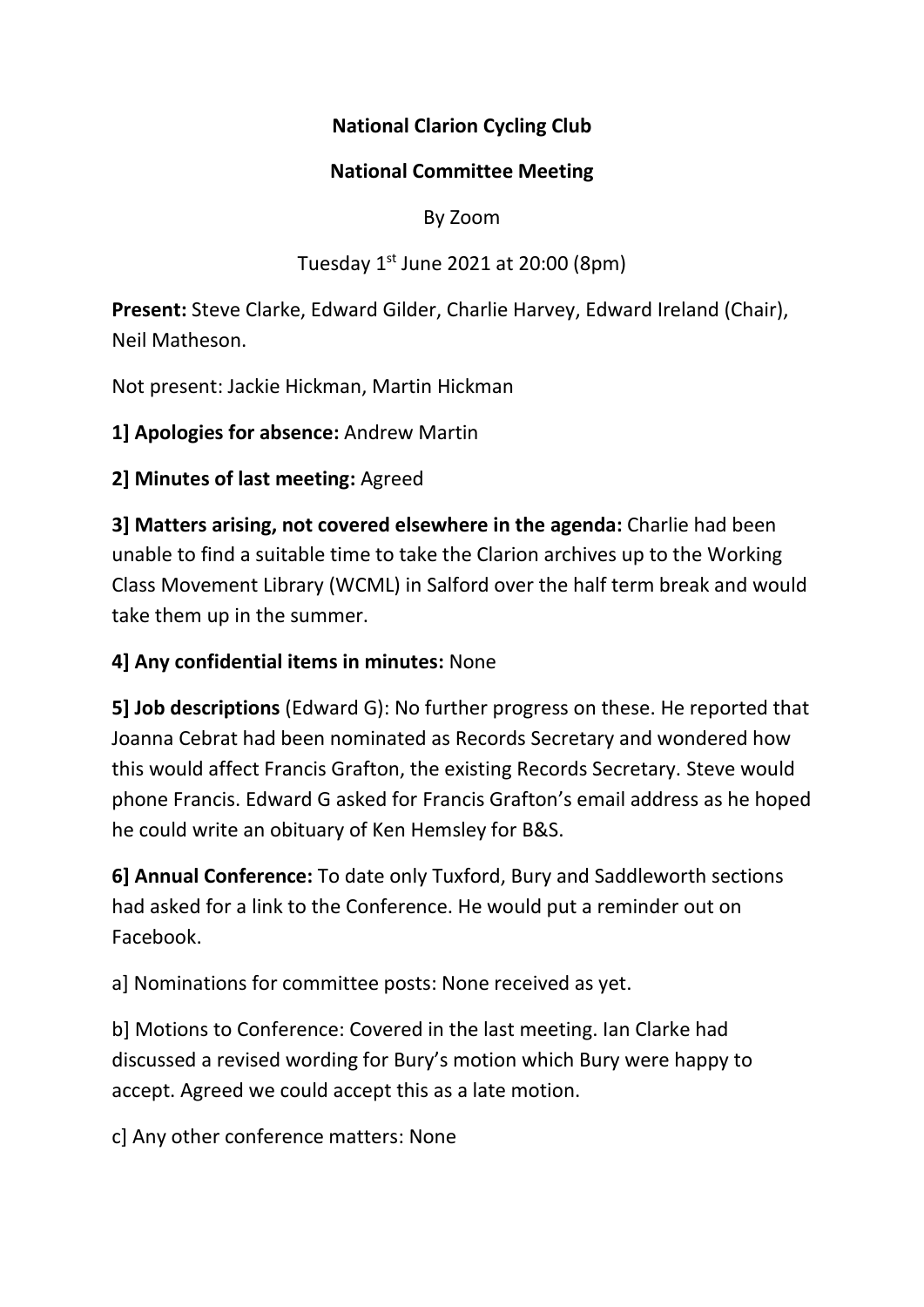**National Clarion Cycling Club**

**National Committee Meeting**

By Zoom

Tuesday 1st June 2021 at 20:00 (8pm)

**Present:** Steve Clarke, Edward Gilder, Charlie Harvey, Edward Ireland (Chair), Neil Matheson.

Not present: Jackie Hickman, Martin Hickman

**1] Apologies for absence:** Andrew Martin

**2] Minutes of last meeting:** Agreed

**3] Matters arising, not covered elsewhere in the agenda:** Charlie had been unable to find a suitable time to take the Clarion archives up to the Working Class Movement Library (WCML) in Salford over the half term break and would take them up in the summer.

**4] Any confidential items in minutes:** None

**5] Job descriptions** (Edward G): No further progress on these. He reported that Joanna Cebrat had been nominated as Records Secretary and wondered how this would affect Francis Grafton, the existing Records Secretary. Steve would phone Francis. Edward G asked for Francis Grafton's email address as he hoped he could write an obituary of Ken Hemsley for B&S.

**6] Annual Conference:** To date only Tuxford, Bury and Saddleworth sections had asked for a link to the Conference. He would put a reminder out on Facebook.

a] Nominations for committee posts: None received as yet.

b] Motions to Conference: Covered in the last meeting. Ian Clarke had discussed a revised wording for Bury's motion which Bury were happy to accept. Agreed we could accept this as a late motion.

c] Any other conference matters: None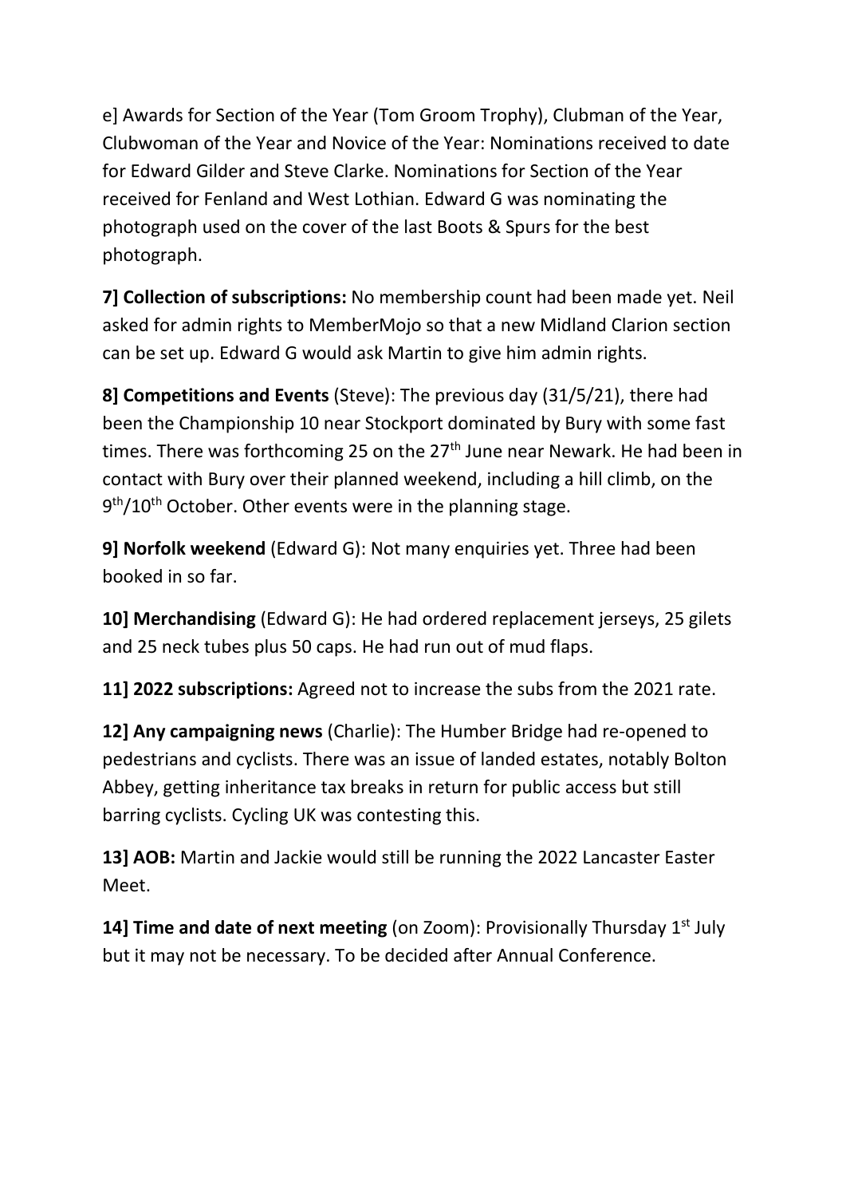e] Awards for Section of the Year (Tom Groom Trophy), Clubman of the Year, Clubwoman of the Year and Novice of the Year: Nominations received to date for Edward Gilder and Steve Clarke. Nominations for Section of the Year received for Fenland and West Lothian. Edward G was nominating the photograph used on the cover of the last Boots & Spurs for the best photograph.

**7] Collection of subscriptions:** No membership count had been made yet. Neil asked for admin rights to MemberMojo so that a new Midland Clarion section can be set up. Edward G would ask Martin to give him admin rights.

**8] Competitions and Events** (Steve): The previous day (31/5/21), there had been the Championship 10 near Stockport dominated by Bury with some fast times. There was forthcoming 25 on the 27th June near Newark. He had been in contact with Bury over their planned weekend, including a hill climb, on the 9th/10th October. Other events were in the planning stage.

**9] Norfolk weekend** (Edward G): Not many enquiries yet. Three had been booked in so far.

**10] Merchandising** (Edward G): He had ordered replacement jerseys, 25 gilets and 25 neck tubes plus 50 caps. He had run out of mud flaps.

**11] 2022 subscriptions:** Agreed not to increase the subs from the 2021 rate.

**12] Any campaigning news** (Charlie): The Humber Bridge had re-opened to pedestrians and cyclists. There was an issue of landed estates, notably Bolton Abbey, getting inheritance tax breaks in return for public access but still barring cyclists. Cycling UK was contesting this.

**13] AOB:** Martin and Jackie would still be running the 2022 Lancaster Easter Meet.

**14] Time and date of next meeting** (on Zoom): Provisionally Thursday 1st July but it may not be necessary. To be decided after Annual Conference.